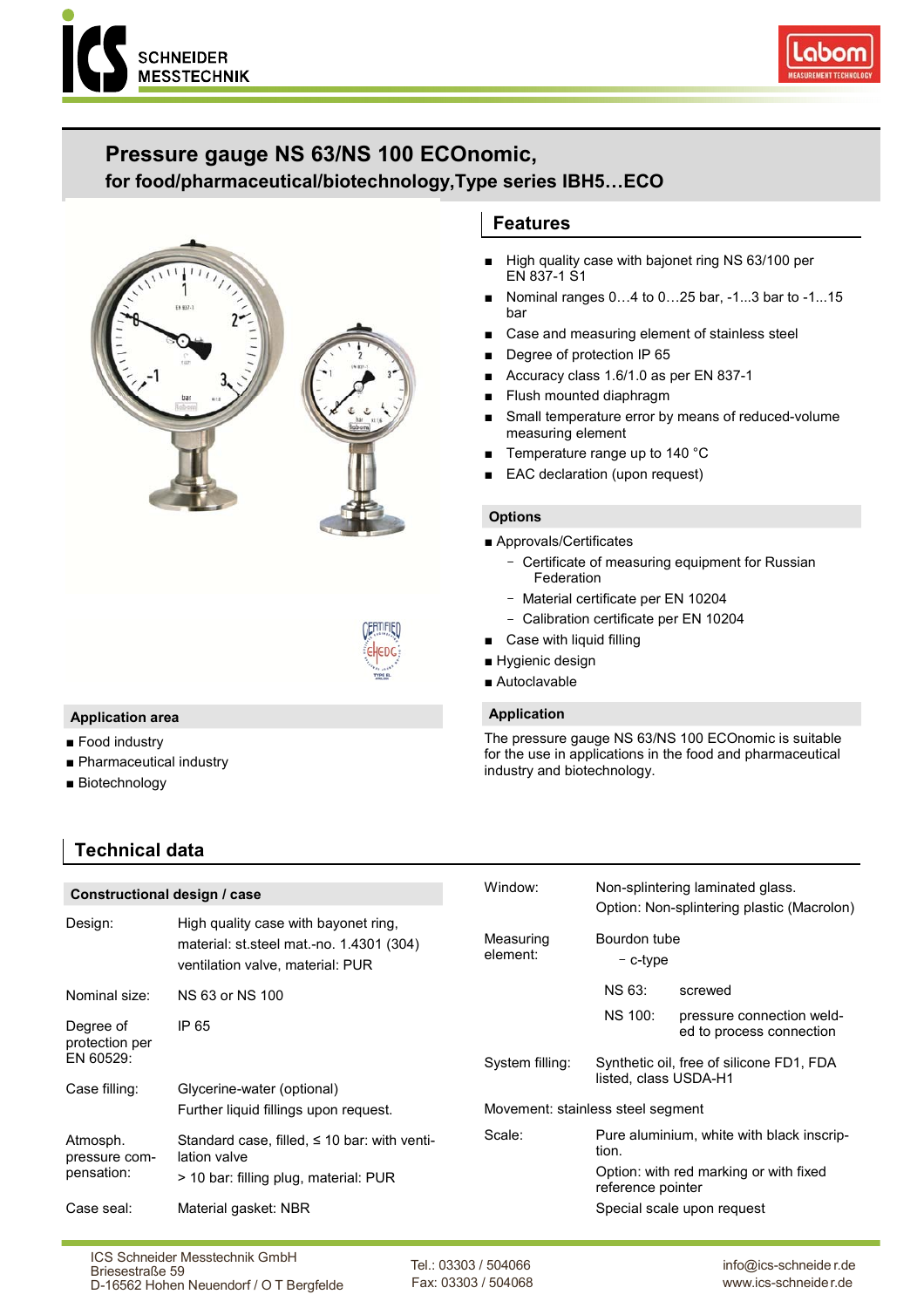# Pressure gauge NS 63/NS 100 ECOnomic, for food/pharmaceutical/biotechnology,Type series IBH5…ECO

## Features

- High quality case with bajonet ring NS 63/100 per EN 837-1 S1
- Nominal ranges 0…4 to 0…25 bar, -1...3 bar to -1...15 bar
- Case and measuring element of stainless steel
- Degree of protection IP 65
- Accuracy class 1.6/1.0 as per EN 837-1
- Flush mounted diaphragm
- Small temperature error by means of reduced-volume measuring element
- Temperature range up to 140 °C
- EAC declaration (upon request)

### Options

- Approvals/Certificates
  - Certificate of measuring equipment for Russian Federation
  - Material certificate per EN 10204
  - Calibration certificate per EN 10204
- Case with liquid filling
- Hygienic design
- Autoclavable

### Application area

- Food industry
- Pharmaceutical industry
- Biotechnology

### Application

The pressure gauge NS 63/NS 100 ECOnomic is suitable for the use in applications in the food and pharmaceutical industry and biotechnology.

## Technical data

### Constructional design / case

| | |
|---|---|
| Design: | High quality case with bayonet ring, material: st.steel mat.-no. 1.4301 (304) ventilation valve, material: PUR |
| Nominal size: | NS 63 or NS 100 |
| Degree of protection per EN 60529: | IP 65 |
| Case filling: | Glycerine-water (optional) Further liquid fillings upon request. |
| Atmosph. pressure compensation: | Standard case, filled, ≤ 10 bar: with ventilation valve > 10 bar: filling plug, material: PUR |
| Case seal: | Material gasket: NBR |

| | |
|---|---|
| Window: | Non-splintering laminated glass. Option: Non-splintering plastic (Macrolon) |
| Measuring element: | Bourdon tube – c-type NS 63: screwed NS 100: pressure connection welded to process connection |
| System filling: | Synthetic oil, free of silicone FD1, FDA listed, class USDA-H1 |
| Movement: | stainless steel segment |
| Scale: | Pure aluminium, white with black inscription. Option: with red marking or with fixed reference pointer Special scale upon request |

ICS Schneider Messtechnik GmbH
Briesestraße 59
D-16562 Hohen Neuendorf / O T Bergfelde

Tel.: 03303 / 504066
Fax: 03303 / 504068

info@ics-schneider.de
www.ics-schneider.de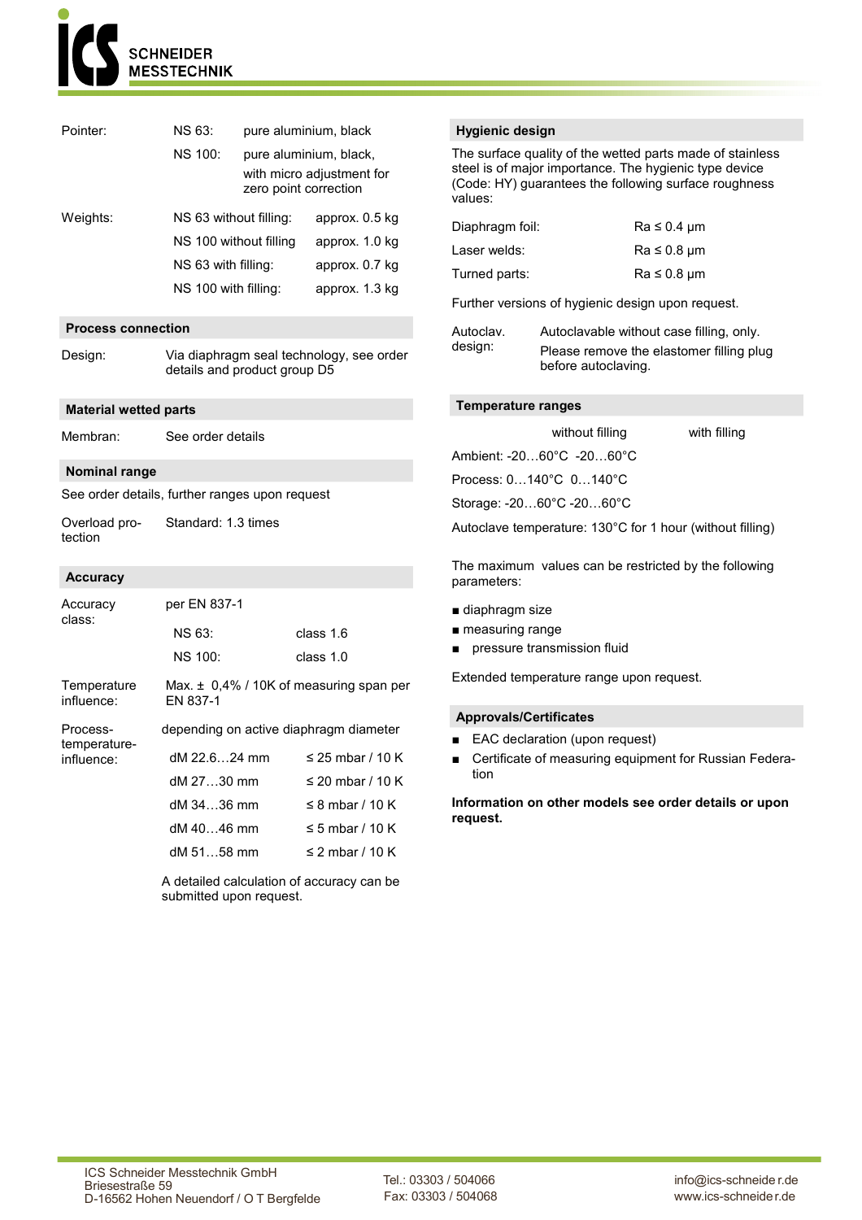| | | |
|---|---|---|
| Pointer: | NS 63: | pure aluminium, black |
| | NS 100: | pure aluminium, black, with micro adjustment for zero point correction |
| Weights: | NS 63 without filling: | approx. 0.5 kg |
| | NS 100 without filling | approx. 1.0 kg |
| | NS 63 with filling: | approx. 0.7 kg |
| | NS 100 with filling: | approx. 1.3 kg |

## Process connection

Design: Via diaphragm seal technology, see order details and product group D5

## Material wetted parts

Membran: See order details

## Nominal range

See order details, further ranges upon request

Overload protection: Standard: 1.3 times

## Accuracy

| | | |
|---|---|---|
| Accuracy class: | per EN 837-1 | |
| | NS 63: | class 1.6 |
| | NS 100: | class 1.0 |

Temperature influence: Max. ± 0,4% / 10K of measuring span per EN 837-1

Process-temperature-influence: depending on active diaphragm diameter

| | |
|---|---|
| dM 22.6…24 mm | ≤ 25 mbar / 10 K |
| dM 27…30 mm | ≤ 20 mbar / 10 K |
| dM 34…36 mm | ≤ 8 mbar / 10 K |
| dM 40…46 mm | ≤ 5 mbar / 10 K |
| dM 51…58 mm | ≤ 2 mbar / 10 K |

A detailed calculation of accuracy can be submitted upon request.

## Hygienic design

The surface quality of the wetted parts made of stainless steel is of major importance. The hygienic type device (Code: HY) guarantees the following surface roughness values:

| | |
|---|---|
| Diaphragm foil: | Ra ≤ 0.4 µm |
| Laser welds: | Ra ≤ 0.8 µm |
| Turned parts: | Ra ≤ 0.8 µm |

Further versions of hygienic design upon request.

Autoclav. design: Autoclavable without case filling, only. Please remove the elastomer filling plug before autoclaving.

## Temperature ranges

| | without filling | with filling |
|---|---|---|
| Ambient: | -20…60°C | -20…60°C |
| Process: | 0…140°C | 0…140°C |
| Storage: | -20…60°C | -20…60°C |

Autoclave temperature: 130°C for 1 hour (without filling)

The maximum values can be restricted by the following parameters:

- diaphragm size
- measuring range
- pressure transmission fluid

Extended temperature range upon request.

## Approvals/Certificates

- EAC declaration (upon request)
- Certificate of measuring equipment for Russian Federation

**Information on other models see order details or upon request.**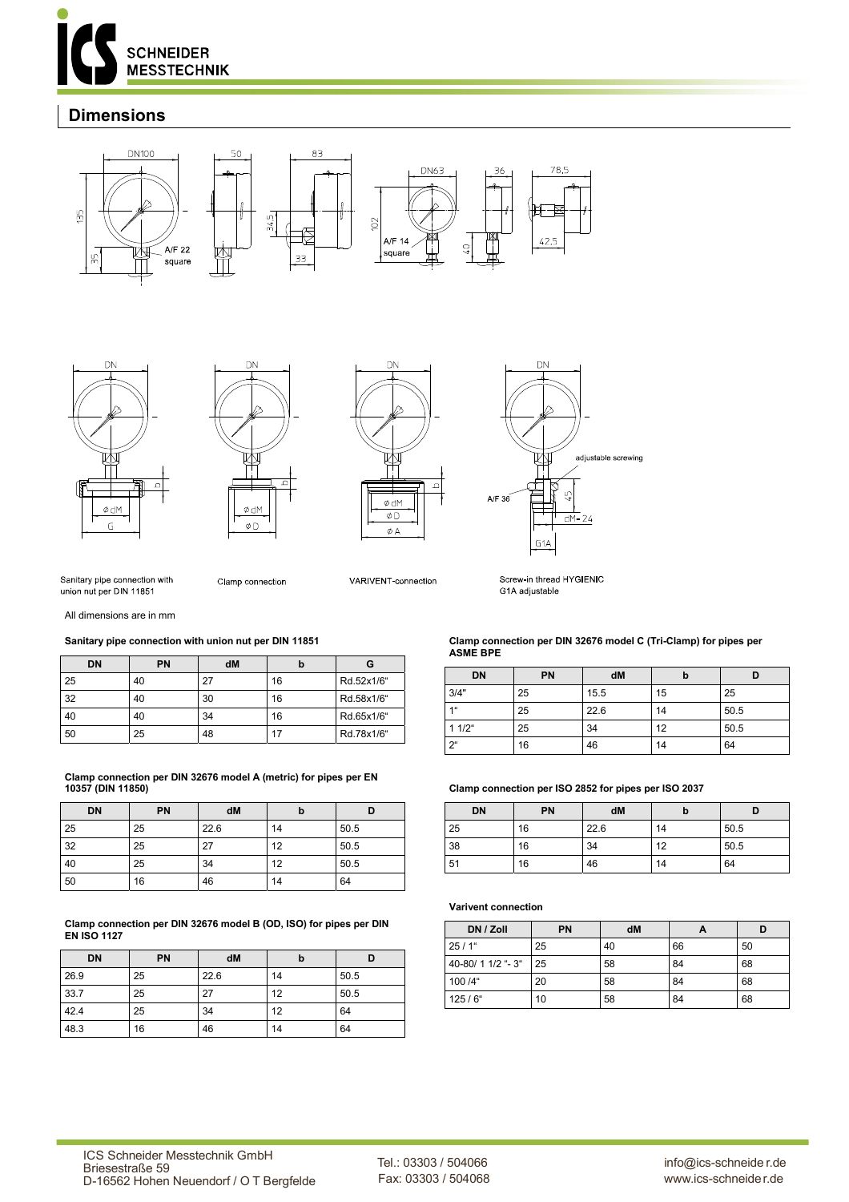## Dimensions

Sanitary pipe connection with union nut per DIN 11851

Clamp connection

VARIVENT-connection

Screw-in thread HYGIENIC G1A adjustable

All dimensions are in mm

**Sanitary pipe connection with union nut per DIN 11851**

| DN | PN | dM | b | G |
|---|---|---|---|---|
| 25 | 40 | 27 | 16 | Rd.52x1/6" |
| 32 | 40 | 30 | 16 | Rd.58x1/6" |
| 40 | 40 | 34 | 16 | Rd.65x1/6" |
| 50 | 25 | 48 | 17 | Rd.78x1/6" |

**Clamp connection per DIN 32676 model A (metric) for pipes per EN 10357 (DIN 11850)**

| DN | PN | dM | b | D |
|---|---|---|---|---|
| 25 | 25 | 22.6 | 14 | 50.5 |
| 32 | 25 | 27 | 12 | 50.5 |
| 40 | 25 | 34 | 12 | 50.5 |
| 50 | 16 | 46 | 14 | 64 |

**Clamp connection per DIN 32676 model B (OD, ISO) for pipes per DIN EN ISO 1127**

| DN | PN | dM | b | D |
|---|---|---|---|---|
| 26.9 | 25 | 22.6 | 14 | 50.5 |
| 33.7 | 25 | 27 | 12 | 50.5 |
| 42.4 | 25 | 34 | 12 | 64 |
| 48.3 | 16 | 46 | 14 | 64 |

**Clamp connection per DIN 32676 model C (Tri-Clamp) for pipes per ASME BPE**

| DN | PN | dM | b | D |
|---|---|---|---|---|
| 3/4" | 25 | 15.5 | 15 | 25 |
| 1" | 25 | 22.6 | 14 | 50.5 |
| 1 1/2" | 25 | 34 | 12 | 50.5 |
| 2" | 16 | 46 | 14 | 64 |

**Clamp connection per ISO 2852 for pipes per ISO 2037**

| DN | PN | dM | b | D |
|---|---|---|---|---|
| 25 | 16 | 22.6 | 14 | 50.5 |
| 38 | 16 | 34 | 12 | 50.5 |
| 51 | 16 | 46 | 14 | 64 |

**Varivent connection**

| DN / Zoll | PN | dM | A | D |
|---|---|---|---|---|
| 25 / 1" | 25 | 40 | 66 | 50 |
| 40-80/ 1 1/2 "- 3" | 25 | 58 | 84 | 68 |
| 100 /4" | 20 | 58 | 84 | 68 |
| 125 / 6" | 10 | 58 | 84 | 68 |

ICS Schneider Messtechnik GmbH
Briesestraße 59
D-16562 Hohen Neuendorf / O T Bergfelde

Tel.: 03303 / 504066
Fax: 03303 / 504068

info@ics-schneider.de
www.ics-schneider.de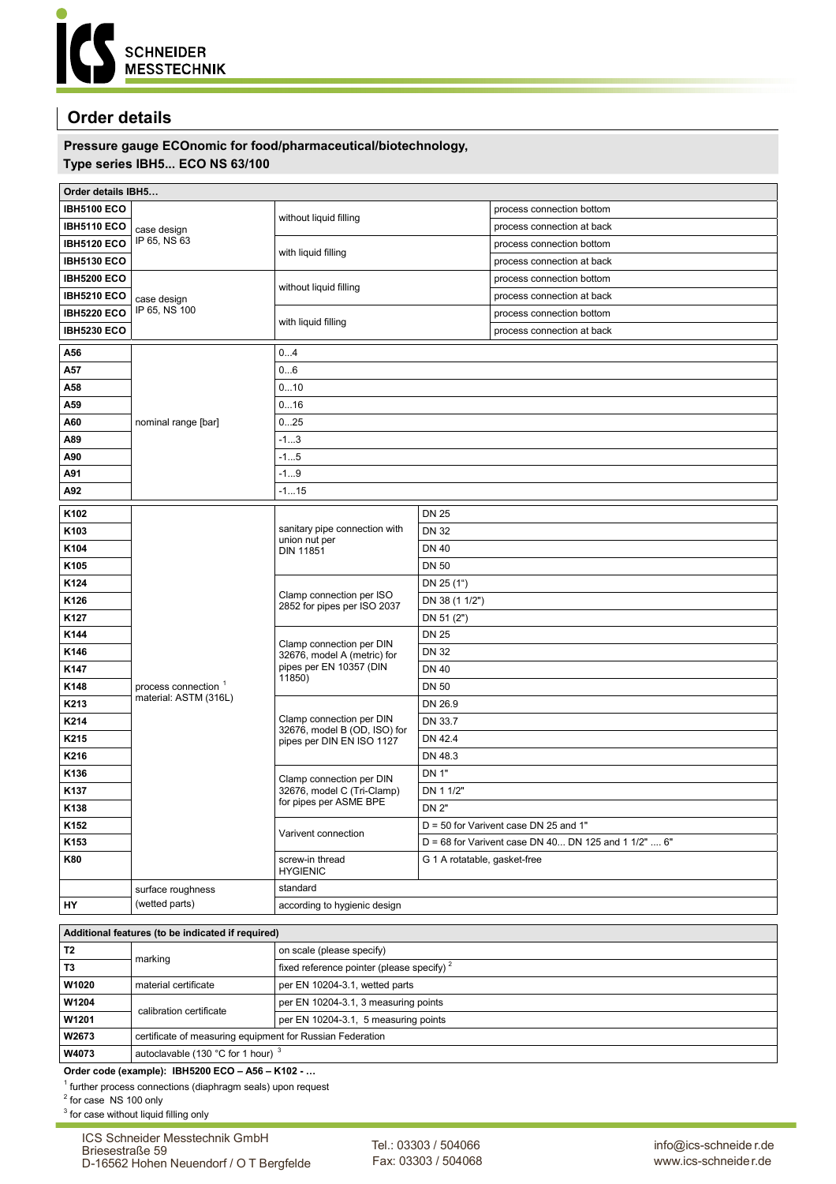## Order details

**Pressure gauge ECOnomic for food/pharmaceutical/biotechnology,**
**Type series IBH5... ECO NS 63/100**

| **Order details IBH5…** | | | |
|---|---|---|---|
| **IBH5100 ECO** | case design IP 65, NS 63 | without liquid filling | process connection bottom |
| **IBH5110 ECO** | | | process connection at back |
| **IBH5120 ECO** | | with liquid filling | process connection bottom |
| **IBH5130 ECO** | | | process connection at back |
| **IBH5200 ECO** | case design IP 65, NS 100 | without liquid filling | process connection bottom |
| **IBH5210 ECO** | | | process connection at back |
| **IBH5220 ECO** | | with liquid filling | process connection bottom |
| **IBH5230 ECO** | | | process connection at back |

| | | |
|---|---|---|
| **A56** | nominal range [bar] | 0...4 |
| **A57** | | 0...6 |
| **A58** | | 0...10 |
| **A59** | | 0...16 |
| **A60** | | 0...25 |
| **A89** | | -1...3 |
| **A90** | | -1...5 |
| **A91** | | -1...9 |
| **A92** | | -1...15 |

| | | | |
|---|---|---|---|
| **K102** | process connection [1] material: ASTM (316L) | sanitary pipe connection with union nut per DIN 11851 | DN 25 |
| **K103** | | | DN 32 |
| **K104** | | | DN 40 |
| **K105** | | | DN 50 |
| **K124** | | Clamp connection per ISO 2852 for pipes per ISO 2037 | DN 25 (1") |
| **K126** | | | DN 38 (1 1/2") |
| **K127** | | | DN 51 (2") |
| **K144** | | Clamp connection per DIN 32676, model A (metric) for pipes per EN 10357 (DIN 11850) | DN 25 |
| **K146** | | | DN 32 |
| **K147** | | | DN 40 |
| **K148** | | | DN 50 |
| **K213** | | Clamp connection per DIN 32676, model B (OD, ISO) for pipes per DIN EN ISO 1127 | DN 26.9 |
| **K214** | | | DN 33.7 |
| **K215** | | | DN 42.4 |
| **K216** | | | DN 48.3 |
| **K136** | | Clamp connection per DIN 32676, model C (Tri-Clamp) for pipes per ASME BPE | DN 1" |
| **K137** | | | DN 1 1/2" |
| **K138** | | | DN 2" |
| **K152** | | Varivent connection | D = 50 for Varivent case DN 25 and 1" |
| **K153** | | | D = 68 for Varivent case DN 40... DN 125 and 1 1/2" .... 6" |
| **K80** | | screw-in thread HYGIENIC | G 1 A rotatable, gasket-free |
| | surface roughness (wetted parts) | standard | |
| **HY** | | according to hygienic design | |

| **Additional features (to be indicated if required)** | | |
|---|---|---|
| **T2** | marking | on scale (please specify) |
| **T3** | | fixed reference pointer (please specify) [2] |
| **W1020** | material certificate | per EN 10204-3.1, wetted parts |
| **W1204** | calibration certificate | per EN 10204-3.1, 3 measuring points |
| **W1201** | | per EN 10204-3.1, 5 measuring points |
| **W2673** | certificate of measuring equipment for Russian Federation | |
| **W4073** | autoclavable (130 °C for 1 hour) [3] | |

**Order code (example): IBH5200 ECO – A56 – K102 - …**

[1] further process connections (diaphragm seals) upon request
[2] for case NS 100 only
[3] for case without liquid filling only

ICS Schneider Messtechnik GmbH
Briesestraße 59
D-16562 Hohen Neuendorf / O T Bergfelde

Tel.: 03303 / 504066
Fax: 03303 / 504068

info@ics-schneider.de
www.ics-schneider.de